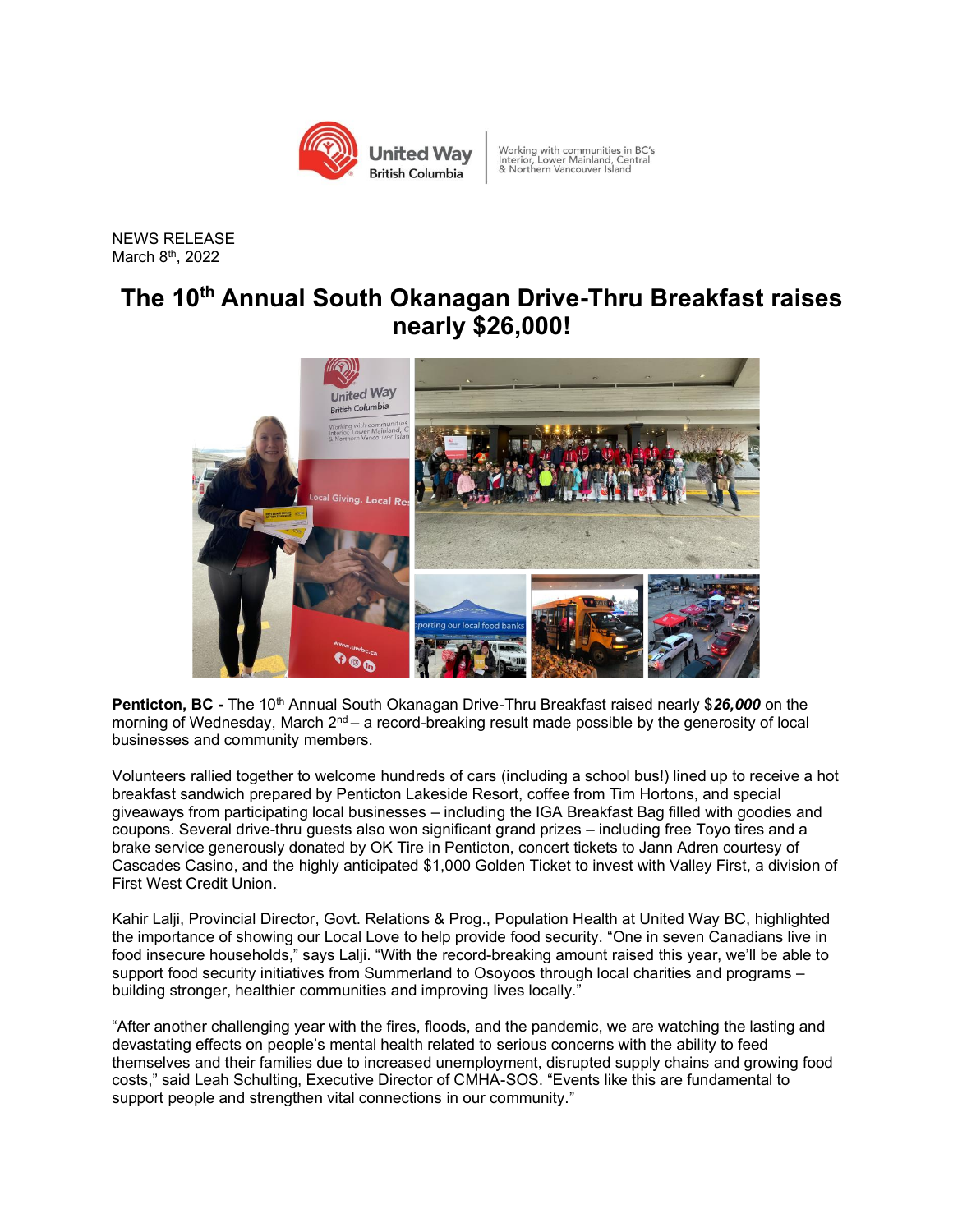NEWS RELEASE
March 8th, 2022

# The 10th Annual South Okanagan Drive-Thru Breakfast raises nearly $26,000!

**Penticton, BC -** The 10th Annual South Okanagan Drive-Thru Breakfast raised nearly $***26,000*** on the morning of Wednesday, March 2nd – a record-breaking result made possible by the generosity of local businesses and community members.

Volunteers rallied together to welcome hundreds of cars (including a school bus!) lined up to receive a hot breakfast sandwich prepared by Penticton Lakeside Resort, coffee from Tim Hortons, and special giveaways from participating local businesses – including the IGA Breakfast Bag filled with goodies and coupons. Several drive-thru guests also won significant grand prizes – including free Toyo tires and a brake service generously donated by OK Tire in Penticton, concert tickets to Jann Adren courtesy of Cascades Casino, and the highly anticipated $1,000 Golden Ticket to invest with Valley First, a division of First West Credit Union.

Kahir Lalji, Provincial Director, Govt. Relations & Prog., Population Health at United Way BC, highlighted the importance of showing our Local Love to help provide food security. "One in seven Canadians live in food insecure households," says Lalji. "With the record-breaking amount raised this year, we'll be able to support food security initiatives from Summerland to Osoyoos through local charities and programs – building stronger, healthier communities and improving lives locally."

"After another challenging year with the fires, floods, and the pandemic, we are watching the lasting and devastating effects on people's mental health related to serious concerns with the ability to feed themselves and their families due to increased unemployment, disrupted supply chains and growing food costs," said Leah Schulting, Executive Director of CMHA-SOS. "Events like this are fundamental to support people and strengthen vital connections in our community."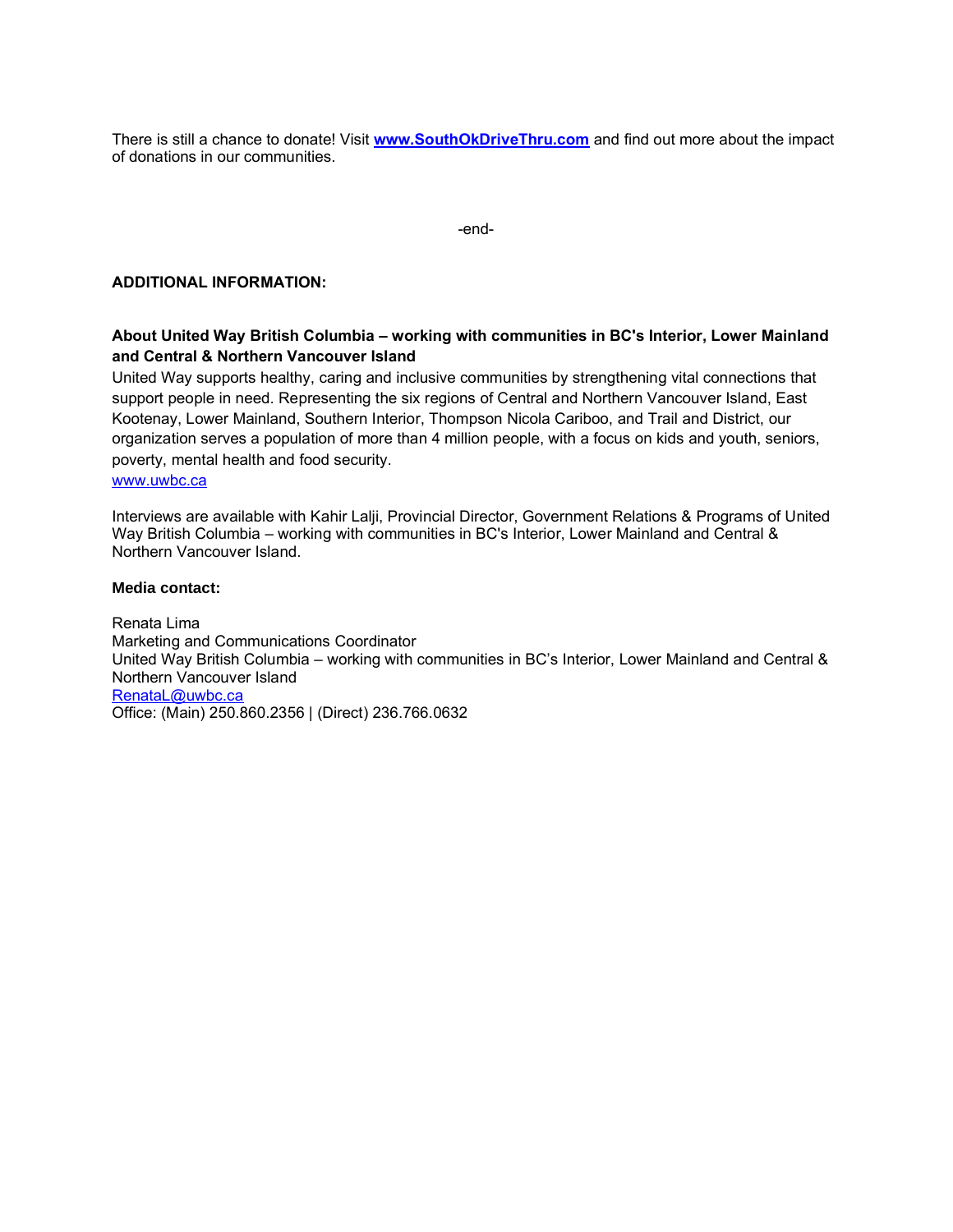There is still a chance to donate! Visit **[www.SouthOkDriveThru.com](http://www.SouthOkDriveThru.com)** and find out more about the impact of donations in our communities.

-end-

**ADDITIONAL INFORMATION:**

**About United Way British Columbia – working with communities in BC's Interior, Lower Mainland and Central & Northern Vancouver Island**

United Way supports healthy, caring and inclusive communities by strengthening vital connections that support people in need. Representing the six regions of Central and Northern Vancouver Island, East Kootenay, Lower Mainland, Southern Interior, Thompson Nicola Cariboo, and Trail and District, our organization serves a population of more than 4 million people, with a focus on kids and youth, seniors, poverty, mental health and food security.

[www.uwbc.ca](http://www.uwbc.ca)

Interviews are available with Kahir Lalji, Provincial Director, Government Relations & Programs of United Way British Columbia – working with communities in BC's Interior, Lower Mainland and Central & Northern Vancouver Island.

**Media contact:**

Renata Lima
Marketing and Communications Coordinator
United Way British Columbia – working with communities in BC's Interior, Lower Mainland and Central & Northern Vancouver Island
[RenataL@uwbc.ca](mailto:RenataL@uwbc.ca)
Office: (Main) 250.860.2356 | (Direct) 236.766.0632